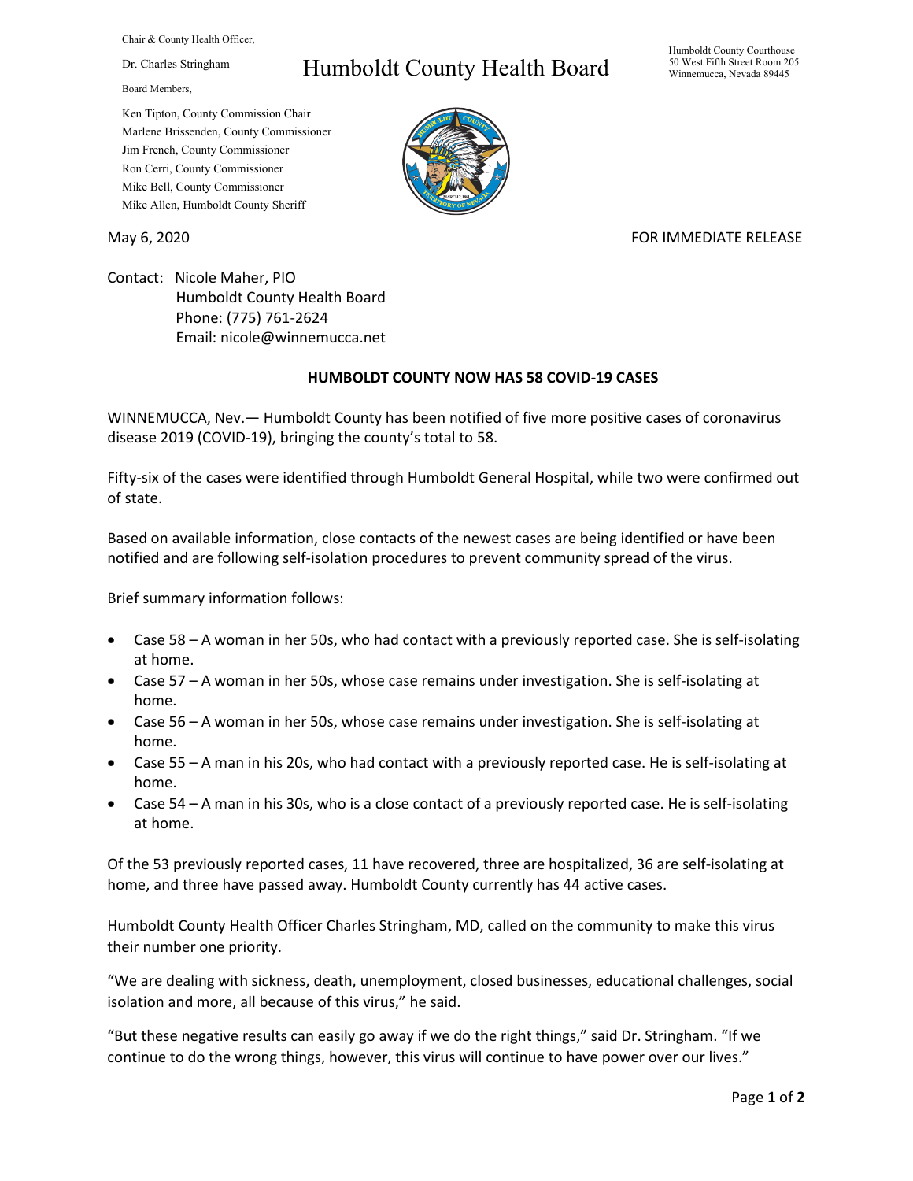Chair & County Health Officer,

Dr. Charles Stringham

Board Members,

Ken Tipton, County Commission Chair
Marlene Brissenden, County Commissioner
Jim French, County Commissioner
Ron Cerri, County Commissioner
Mike Bell, County Commissioner
Mike Allen, Humboldt County Sheriff

# Humboldt County Health Board

Humboldt County Courthouse
50 West Fifth Street Room 205
Winnemucca, Nevada 89445

May 6, 2020

FOR IMMEDIATE RELEASE

Contact: Nicole Maher, PIO
Humboldt County Health Board
Phone: (775) 761-2624
Email: nicole@winnemucca.net

## HUMBOLDT COUNTY NOW HAS 58 COVID-19 CASES

WINNEMUCCA, Nev.— Humboldt County has been notified of five more positive cases of coronavirus disease 2019 (COVID-19), bringing the county's total to 58.

Fifty-six of the cases were identified through Humboldt General Hospital, while two were confirmed out of state.

Based on available information, close contacts of the newest cases are being identified or have been notified and are following self-isolation procedures to prevent community spread of the virus.

Brief summary information follows:

- Case 58 – A woman in her 50s, who had contact with a previously reported case. She is self-isolating at home.
- Case 57 – A woman in her 50s, whose case remains under investigation. She is self-isolating at home.
- Case 56 – A woman in her 50s, whose case remains under investigation. She is self-isolating at home.
- Case 55 – A man in his 20s, who had contact with a previously reported case. He is self-isolating at home.
- Case 54 – A man in his 30s, who is a close contact of a previously reported case. He is self-isolating at home.

Of the 53 previously reported cases, 11 have recovered, three are hospitalized, 36 are self-isolating at home, and three have passed away. Humboldt County currently has 44 active cases.

Humboldt County Health Officer Charles Stringham, MD, called on the community to make this virus their number one priority.

"We are dealing with sickness, death, unemployment, closed businesses, educational challenges, social isolation and more, all because of this virus," he said.

"But these negative results can easily go away if we do the right things," said Dr. Stringham. "If we continue to do the wrong things, however, this virus will continue to have power over our lives."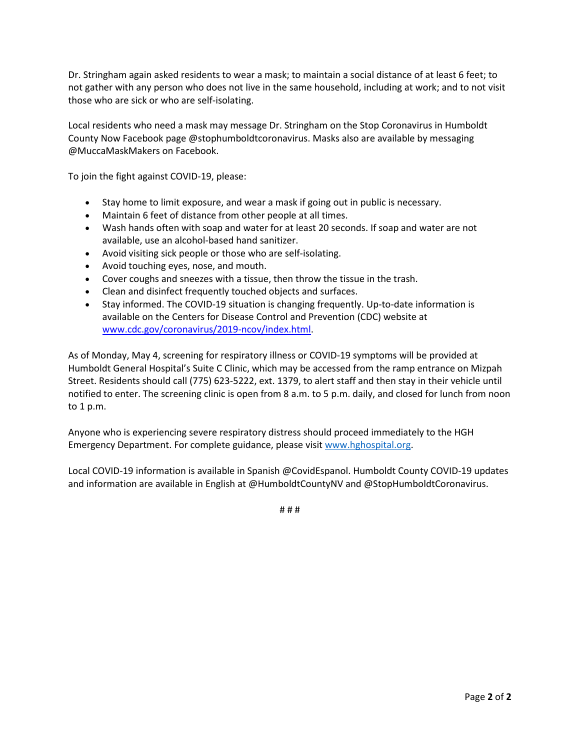Dr. Stringham again asked residents to wear a mask; to maintain a social distance of at least 6 feet; to not gather with any person who does not live in the same household, including at work; and to not visit those who are sick or who are self-isolating.

Local residents who need a mask may message Dr. Stringham on the Stop Coronavirus in Humboldt County Now Facebook page @stophumboldtcoronavirus. Masks also are available by messaging @MuccaMaskMakers on Facebook.

To join the fight against COVID-19, please:

- Stay home to limit exposure, and wear a mask if going out in public is necessary.
- Maintain 6 feet of distance from other people at all times.
- Wash hands often with soap and water for at least 20 seconds. If soap and water are not available, use an alcohol-based hand sanitizer.
- Avoid visiting sick people or those who are self-isolating.
- Avoid touching eyes, nose, and mouth.
- Cover coughs and sneezes with a tissue, then throw the tissue in the trash.
- Clean and disinfect frequently touched objects and surfaces.
- Stay informed. The COVID-19 situation is changing frequently. Up-to-date information is available on the Centers for Disease Control and Prevention (CDC) website at [www.cdc.gov/coronavirus/2019-ncov/index.html](www.cdc.gov/coronavirus/2019-ncov/index.html).

As of Monday, May 4, screening for respiratory illness or COVID-19 symptoms will be provided at Humboldt General Hospital's Suite C Clinic, which may be accessed from the ramp entrance on Mizpah Street. Residents should call (775) 623-5222, ext. 1379, to alert staff and then stay in their vehicle until notified to enter. The screening clinic is open from 8 a.m. to 5 p.m. daily, and closed for lunch from noon to 1 p.m.

Anyone who is experiencing severe respiratory distress should proceed immediately to the HGH Emergency Department. For complete guidance, please visit [www.hghospital.org](www.hghospital.org).

Local COVID-19 information is available in Spanish @CovidEspanol. Humboldt County COVID-19 updates and information are available in English at @HumboldtCountyNV and @StopHumboldtCoronavirus.

# # #